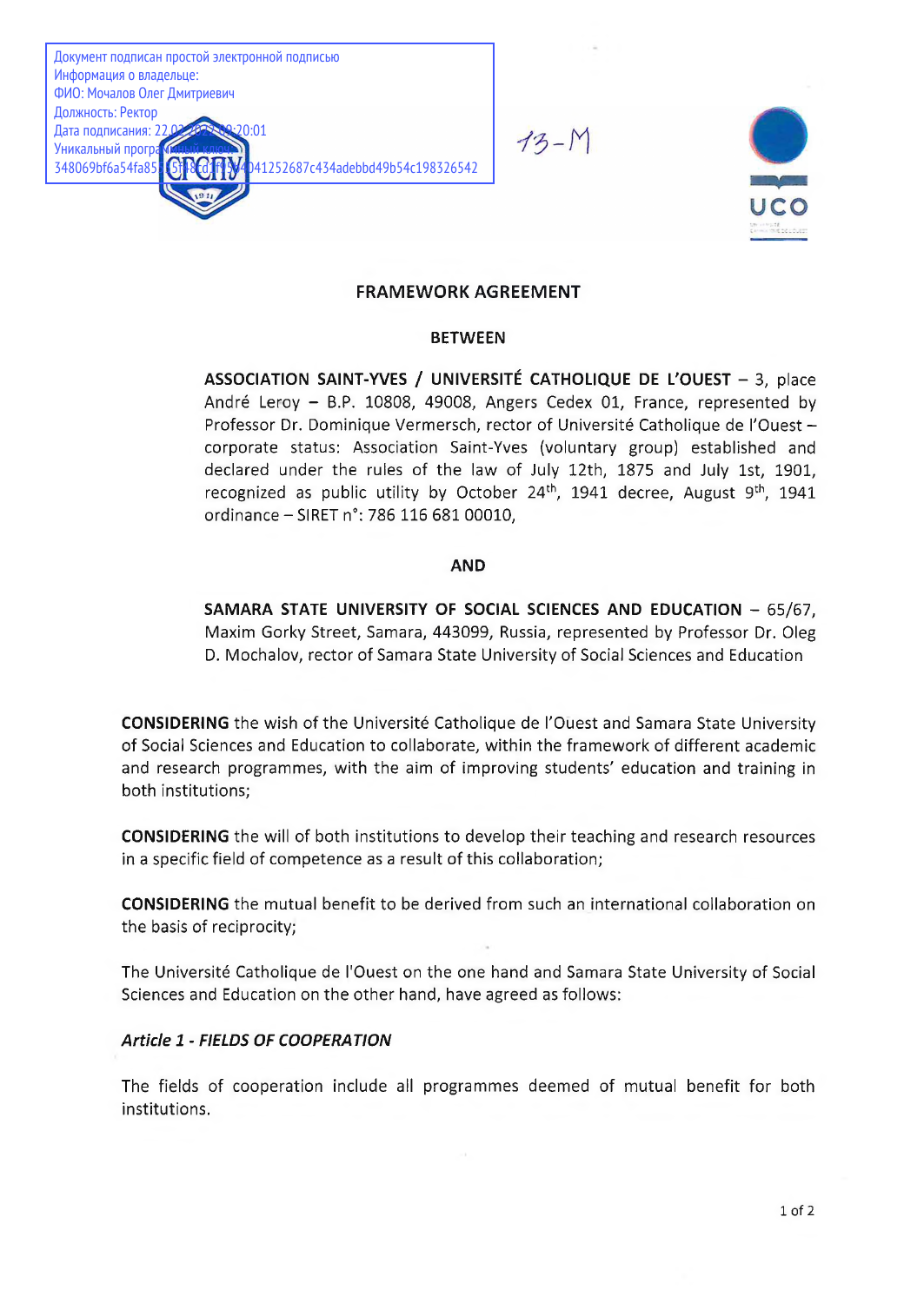Документ подписан простой электронной подписью
Информация о владельце:
ФИО: Мочалов Олег Дмитриевич
Должность: Ректор
Дата подписания: 22.02.2022 09:20:01
Уникальный программный ключ:
348069bf6a54fa85...041252687c434adebbd49b54c198326542

13-M

# FRAMEWORK AGREEMENT

## BETWEEN

**ASSOCIATION SAINT-YVES / UNIVERSITÉ CATHOLIQUE DE L'OUEST** – 3, place André Leroy – B.P. 10808, 49008, Angers Cedex 01, France, represented by Professor Dr. Dominique Vermersch, rector of Université Catholique de l'Ouest – corporate status: Association Saint-Yves (voluntary group) established and declared under the rules of the law of July 12th, 1875 and July 1st, 1901, recognized as public utility by October 24th, 1941 decree, August 9th, 1941 ordinance – SIRET n°: 786 116 681 00010,

## AND

**SAMARA STATE UNIVERSITY OF SOCIAL SCIENCES AND EDUCATION** – 65/67, Maxim Gorky Street, Samara, 443099, Russia, represented by Professor Dr. Oleg D. Mochalov, rector of Samara State University of Social Sciences and Education

**CONSIDERING** the wish of the Université Catholique de l'Ouest and Samara State University of Social Sciences and Education to collaborate, within the framework of different academic and research programmes, with the aim of improving students' education and training in both institutions;

**CONSIDERING** the will of both institutions to develop their teaching and research resources in a specific field of competence as a result of this collaboration;

**CONSIDERING** the mutual benefit to be derived from such an international collaboration on the basis of reciprocity;

The Université Catholique de l'Ouest on the one hand and Samara State University of Social Sciences and Education on the other hand, have agreed as follows:

### *Article 1 - FIELDS OF COOPERATION*

The fields of cooperation include all programmes deemed of mutual benefit for both institutions.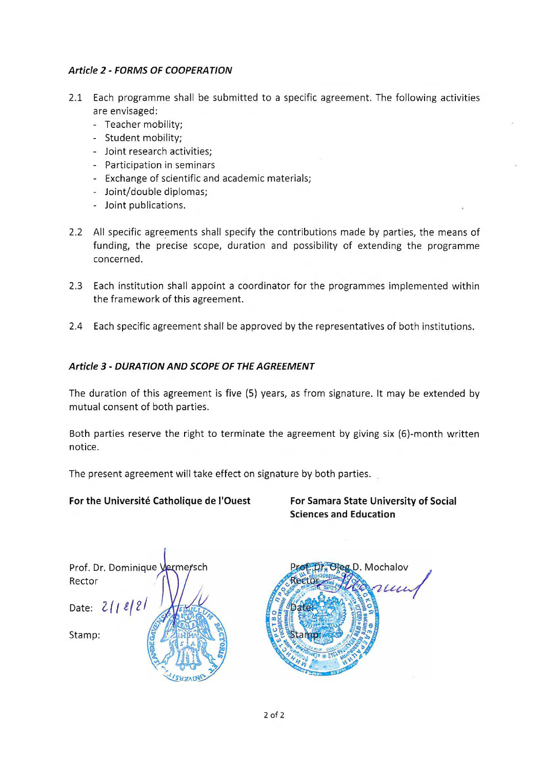### *Article 2 - FORMS OF COOPERATION*

2.1 Each programme shall be submitted to a specific agreement. The following activities are envisaged:
- Teacher mobility;
- Student mobility;
- Joint research activities;
- Participation in seminars
- Exchange of scientific and academic materials;
- Joint/double diplomas;
- Joint publications.

2.2 All specific agreements shall specify the contributions made by parties, the means of funding, the precise scope, duration and possibility of extending the programme concerned.

2.3 Each institution shall appoint a coordinator for the programmes implemented within the framework of this agreement.

2.4 Each specific agreement shall be approved by the representatives of both institutions.

### *Article 3 - DURATION AND SCOPE OF THE AGREEMENT*

The duration of this agreement is five (5) years, as from signature. It may be extended by mutual consent of both parties.

Both parties reserve the right to terminate the agreement by giving six (6)-month written notice.

The present agreement will take effect on signature by both parties.

**For the Université Catholique de l'Ouest**

Prof. Dr. Dominique Vermersch
Rector

Date: 2/12/21

Stamp:

**For Samara State University of Social Sciences and Education**

Prof. Dr. Oleg D. Mochalov
Rector

Date:

Stamp: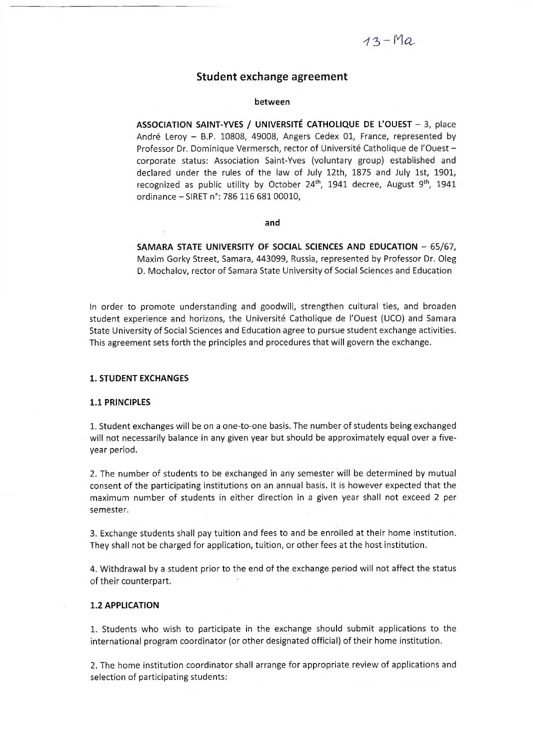13-Ma

# Student exchange agreement

**between**

**ASSOCIATION SAINT-YVES / UNIVERSITÉ CATHOLIQUE DE L'OUEST** – 3, place André Leroy – B.P. 10808, 49008, Angers Cedex 01, France, represented by Professor Dr. Dominique Vermersch, rector of Université Catholique de l'Ouest – corporate status: Association Saint-Yves (voluntary group) established and declared under the rules of the law of July 12th, 1875 and July 1st, 1901, recognized as public utility by October 24th, 1941 decree, August 9th, 1941 ordinance – SIRET n°: 786 116 681 00010,

**and**

**SAMARA STATE UNIVERSITY OF SOCIAL SCIENCES AND EDUCATION** – 65/67, Maxim Gorky Street, Samara, 443099, Russia, represented by Professor Dr. Oleg D. Mochalov, rector of Samara State University of Social Sciences and Education

In order to promote understanding and goodwill, strengthen cultural ties, and broaden student experience and horizons, the Université Catholique de l'Ouest (UCO) and Samara State University of Social Sciences and Education agree to pursue student exchange activities. This agreement sets forth the principles and procedures that will govern the exchange.

## 1. STUDENT EXCHANGES

### 1.1 PRINCIPLES

1. Student exchanges will be on a one-to-one basis. The number of students being exchanged will not necessarily balance in any given year but should be approximately equal over a five-year period.

2. The number of students to be exchanged in any semester will be determined by mutual consent of the participating institutions on an annual basis. It is however expected that the maximum number of students in either direction in a given year shall not exceed 2 per semester.

3. Exchange students shall pay tuition and fees to and be enrolled at their home institution. They shall not be charged for application, tuition, or other fees at the host institution.

4. Withdrawal by a student prior to the end of the exchange period will not affect the status of their counterpart.

### 1.2 APPLICATION

1. Students who wish to participate in the exchange should submit applications to the international program coordinator (or other designated official) of their home institution.

2. The home institution coordinator shall arrange for appropriate review of applications and selection of participating students: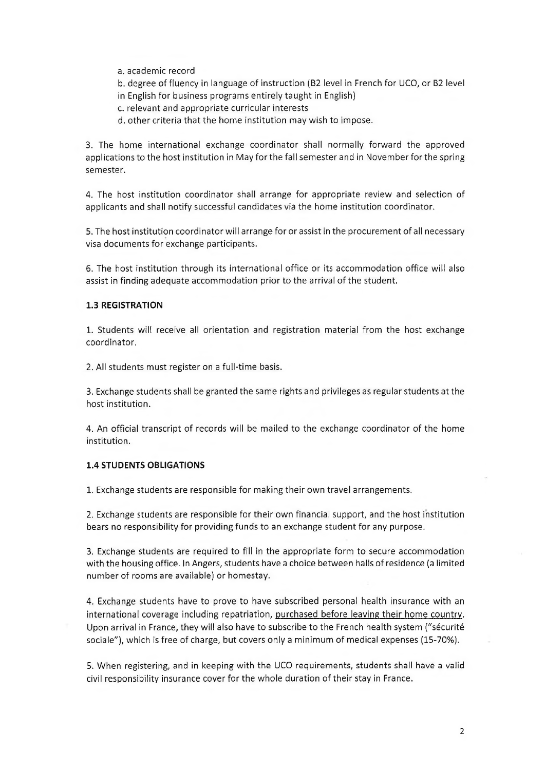a. academic record

b. degree of fluency in language of instruction (B2 level in French for UCO, or B2 level in English for business programs entirely taught in English)

c. relevant and appropriate curricular interests

d. other criteria that the home institution may wish to impose.

3. The home international exchange coordinator shall normally forward the approved applications to the host institution in May for the fall semester and in November for the spring semester.

4. The host institution coordinator shall arrange for appropriate review and selection of applicants and shall notify successful candidates via the home institution coordinator.

5. The host institution coordinator will arrange for or assist in the procurement of all necessary visa documents for exchange participants.

6. The host institution through its international office or its accommodation office will also assist in finding adequate accommodation prior to the arrival of the student.

**1.3 REGISTRATION**

1. Students will receive all orientation and registration material from the host exchange coordinator.

2. All students must register on a full-time basis.

3. Exchange students shall be granted the same rights and privileges as regular students at the host institution.

4. An official transcript of records will be mailed to the exchange coordinator of the home institution.

**1.4 STUDENTS OBLIGATIONS**

1. Exchange students are responsible for making their own travel arrangements.

2. Exchange students are responsible for their own financial support, and the host institution bears no responsibility for providing funds to an exchange student for any purpose.

3. Exchange students are required to fill in the appropriate form to secure accommodation with the housing office. In Angers, students have a choice between halls of residence (a limited number of rooms are available) or homestay.

4. Exchange students have to prove to have subscribed personal health insurance with an international coverage including repatriation, <u>purchased before leaving their home country</u>. Upon arrival in France, they will also have to subscribe to the French health system ("sécurité sociale"), which is free of charge, but covers only a minimum of medical expenses (15-70%).

5. When registering, and in keeping with the UCO requirements, students shall have a valid civil responsibility insurance cover for the whole duration of their stay in France.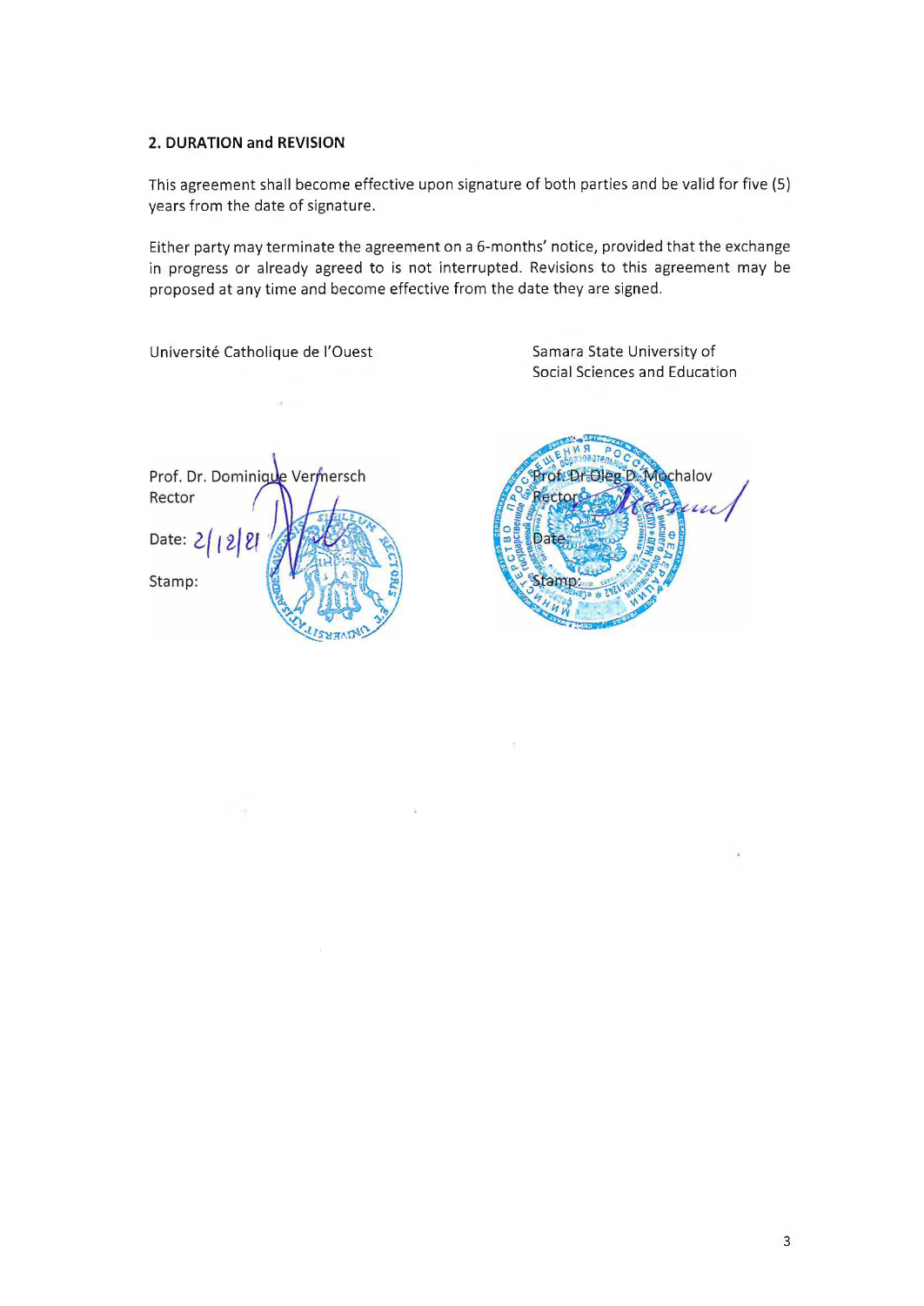**2. DURATION and REVISION**

This agreement shall become effective upon signature of both parties and be valid for five (5) years from the date of signature.

Either party may terminate the agreement on a 6-months' notice, provided that the exchange in progress or already agreed to is not interrupted. Revisions to this agreement may be proposed at any time and become effective from the date they are signed.

Université Catholique de l'Ouest

Prof. Dr. Dominique Vermersch
Rector

Date: 2/12/21

Stamp:

Samara State University of Social Sciences and Education

Prof. Dr Oleg D. Mochalov
Rector

Date:

Stamp: